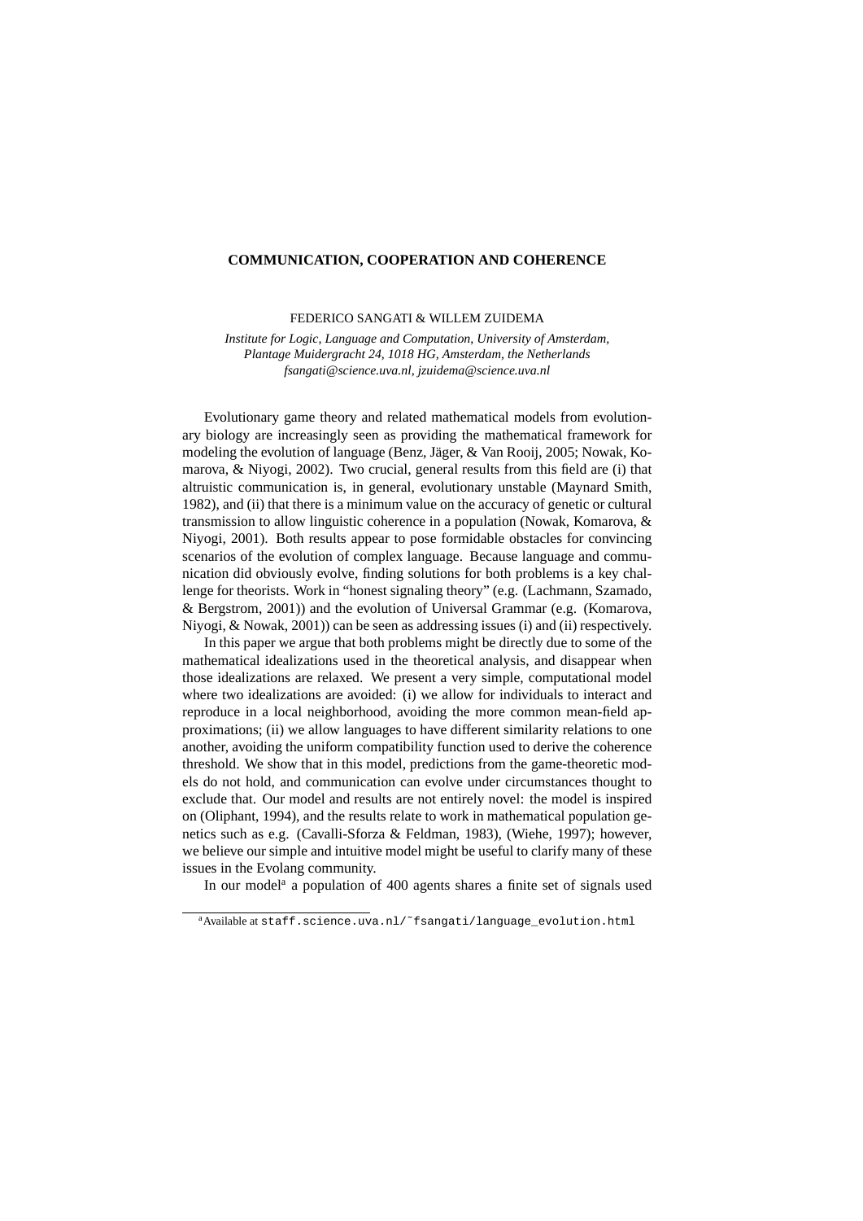# COMMUNICATION, COOPERATION AND COHERENCE

FEDERICO SANGATI & WILLEM ZUIDEMA

*Institute for Logic, Language and Computation, University of Amsterdam, Plantage Muidergracht 24, 1018 HG, Amsterdam, the Netherlands*
*fsangati@science.uva.nl, jzuidema@science.uva.nl*

Evolutionary game theory and related mathematical models from evolutionary biology are increasingly seen as providing the mathematical framework for modeling the evolution of language (Benz, Jäger, & Van Rooij, 2005; Nowak, Komarova, & Niyogi, 2002). Two crucial, general results from this field are (i) that altruistic communication is, in general, evolutionary unstable (Maynard Smith, 1982), and (ii) that there is a minimum value on the accuracy of genetic or cultural transmission to allow linguistic coherence in a population (Nowak, Komarova, & Niyogi, 2001). Both results appear to pose formidable obstacles for convincing scenarios of the evolution of complex language. Because language and communication did obviously evolve, finding solutions for both problems is a key challenge for theorists. Work in "honest signaling theory" (e.g. (Lachmann, Szamado, & Bergstrom, 2001)) and the evolution of Universal Grammar (e.g. (Komarova, Niyogi, & Nowak, 2001)) can be seen as addressing issues (i) and (ii) respectively.

In this paper we argue that both problems might be directly due to some of the mathematical idealizations used in the theoretical analysis, and disappear when those idealizations are relaxed. We present a very simple, computational model where two idealizations are avoided: (i) we allow for individuals to interact and reproduce in a local neighborhood, avoiding the more common mean-field approximations; (ii) we allow languages to have different similarity relations to one another, avoiding the uniform compatibility function used to derive the coherence threshold. We show that in this model, predictions from the game-theoretic models do not hold, and communication can evolve under circumstances thought to exclude that. Our model and results are not entirely novel: the model is inspired on (Oliphant, 1994), and the results relate to work in mathematical population genetics such as e.g. (Cavalli-Sforza & Feldman, 1983), (Wiehe, 1997); however, we believe our simple and intuitive model might be useful to clarify many of these issues in the Evolang community.

In our model[a] a population of 400 agents shares a finite set of signals used

[a]Available at staff.science.uva.nl/˜fsangati/language_evolution.html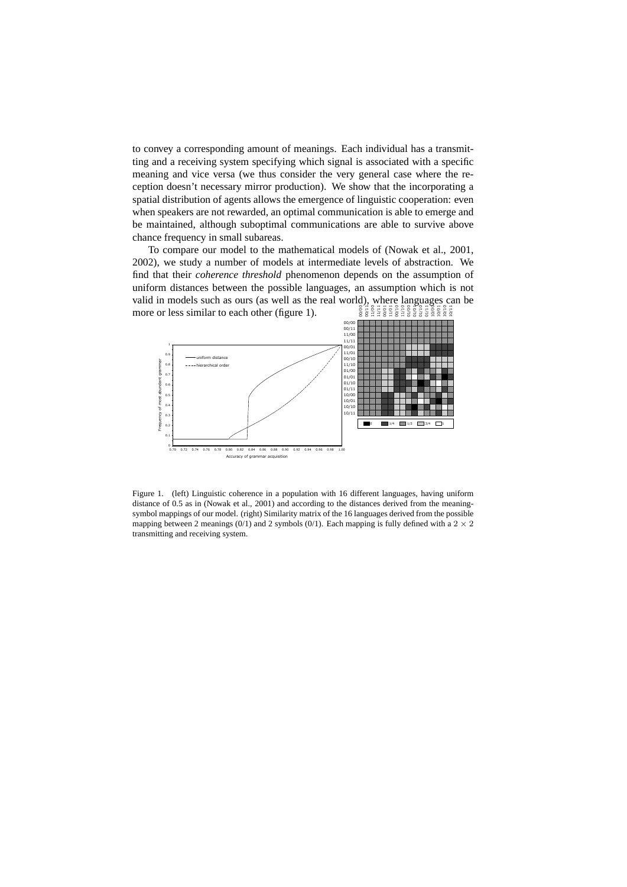to convey a corresponding amount of meanings. Each individual has a transmitting and a receiving system specifying which signal is associated with a specific meaning and vice versa (we thus consider the very general case where the reception doesn't necessary mirror production). We show that the incorporating a spatial distribution of agents allows the emergence of linguistic cooperation: even when speakers are not rewarded, an optimal communication is able to emerge and be maintained, although suboptimal communications are able to survive above chance frequency in small subareas.

To compare our model to the mathematical models of (Nowak et al., 2001, 2002), we study a number of models at intermediate levels of abstraction. We find that their *coherence threshold* phenomenon depends on the assumption of uniform distances between the possible languages, an assumption which is not valid in models such as ours (as well as the real world), where languages can be more or less similar to each other (figure 1).

Figure 1. (left) Linguistic coherence in a population with 16 different languages, having uniform distance of 0.5 as in (Nowak et al., 2001) and according to the distances derived from the meaning-symbol mappings of our model. (right) Similarity matrix of the 16 languages derived from the possible mapping between 2 meanings (0/1) and 2 symbols (0/1). Each mapping is fully defined with a $2 \times 2$ transmitting and receiving system.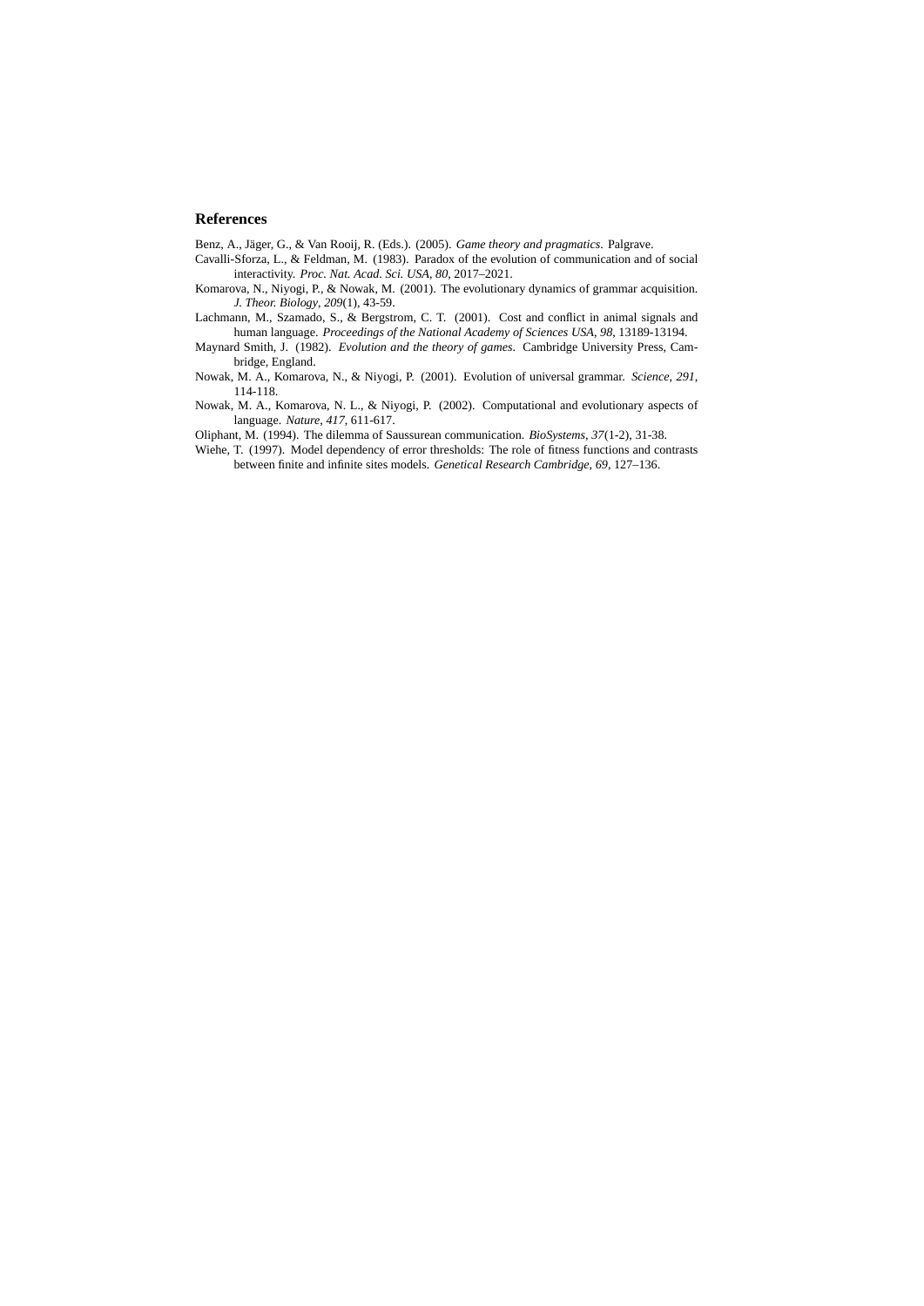## References

Benz, A., Jäger, G., & Van Rooij, R. (Eds.). (2005). *Game theory and pragmatics*. Palgrave.

Cavalli-Sforza, L., & Feldman, M. (1983). Paradox of the evolution of communication and of social interactivity. *Proc. Nat. Acad. Sci. USA*, *80*, 2017–2021.

Komarova, N., Niyogi, P., & Nowak, M. (2001). The evolutionary dynamics of grammar acquisition. *J. Theor. Biology*, *209*(1), 43-59.

Lachmann, M., Szamado, S., & Bergstrom, C. T. (2001). Cost and conflict in animal signals and human language. *Proceedings of the National Academy of Sciences USA*, *98*, 13189-13194.

Maynard Smith, J. (1982). *Evolution and the theory of games*. Cambridge University Press, Cambridge, England.

Nowak, M. A., Komarova, N., & Niyogi, P. (2001). Evolution of universal grammar. *Science*, *291*, 114-118.

Nowak, M. A., Komarova, N. L., & Niyogi, P. (2002). Computational and evolutionary aspects of language. *Nature*, *417*, 611-617.

Oliphant, M. (1994). The dilemma of Saussurean communication. *BioSystems*, *37*(1-2), 31-38.

Wiehe, T. (1997). Model dependency of error thresholds: The role of fitness functions and contrasts between finite and infinite sites models. *Genetical Research Cambridge*, *69*, 127–136.